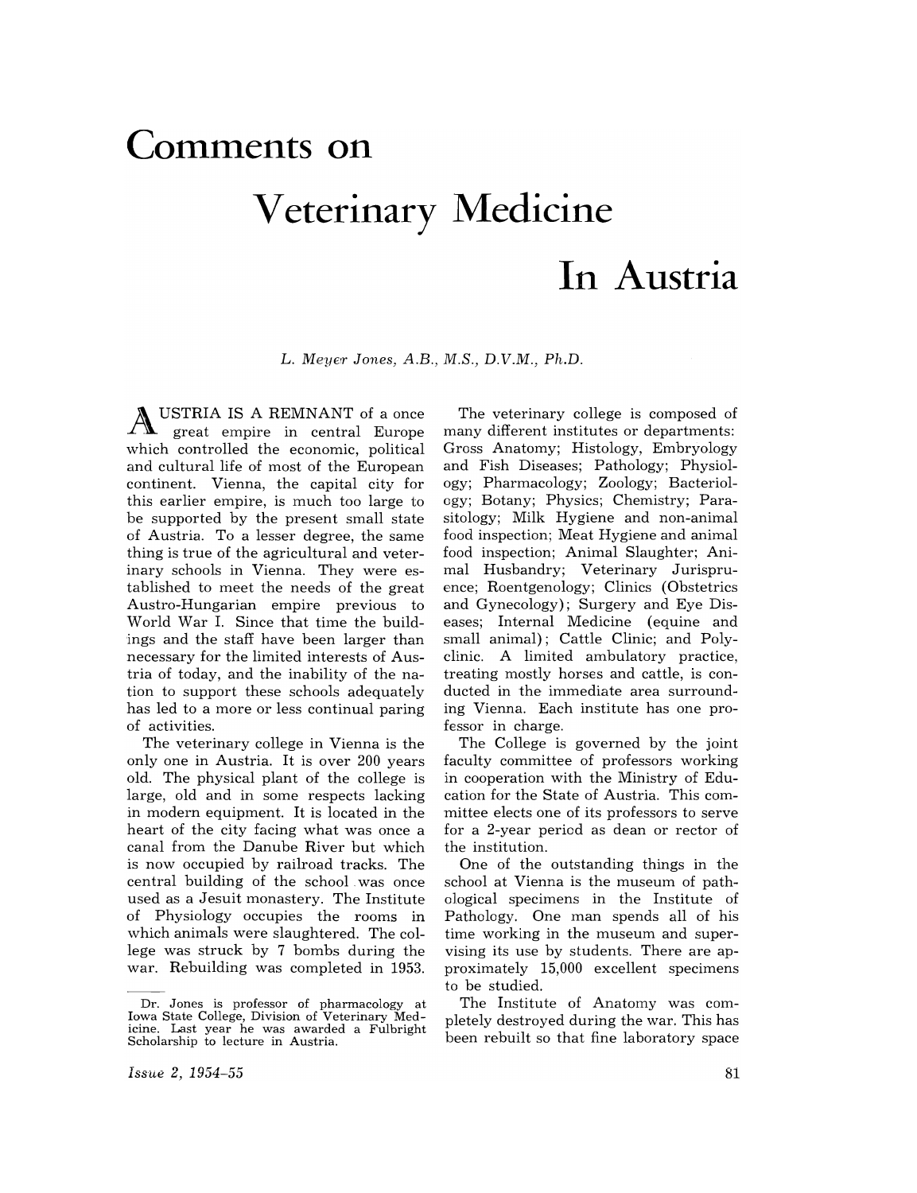# Comments on Veterinary Medicine In Austria

*L. Meyer Jones, A.B., M.S., D.V.M., Ph.D.*

AUSTRIA IS A REMNANT of a once great empire in central Europe which controlled the economic, political and cultural life of most of the European continent. Vienna, the capital city for this earlier empire, is much too large to be supported by the present small state of Austria. To a lesser degree, the same thing is true of the agricultural and veterinary schools in Vienna. They were established to meet the needs of the great Austro-Hungarian empire previous to World War I. Since that time the buildings and the staff have been larger than necessary for the limited interests of Austria of today, and the inability of the nation to support these schools adequately has led to a more or less continual paring of activities.

The veterinary college in Vienna is the only one in Austria. It is over 200 years old. The physical plant of the college is large, old and in some respects lacking in modern equipment. It is located in the heart of the city facing what was once a canal from the Danube River but which is now occupied by railroad tracks. The central building of the school was once used as a Jesuit monastery. The Institute of Physiology occupies the rooms in which animals were slaughtered. The college was struck by 7 bombs during the war. Rebuilding was completed in 1953.

The veterinary college is composed of many different institutes or departments: Gross Anatomy; Histology, Embryology and Fish Diseases; Pathology; Physiology; Pharmacology; Zoology; Bacteriology; Botany; Physics; Chemistry; Parasitology; Milk Hygiene and non-animal food inspection; Meat Hygiene and animal food inspection; Animal Slaughter; Animal Husbandry; Veterinary Jurisprudence; Roentgenology; Clinics (Obstetrics and Gynecology); Surgery and Eye Diseases; Internal Medicine (equine and small animal); Cattle Clinic; and Polyclinic. A limited ambulatory practice, treating mostly horses and cattle, is conducted in the immediate area surrounding Vienna. Each institute has one professor in charge.

The College is governed by the joint faculty committee of professors working in cooperation with the Ministry of Education for the State of Austria. This committee elects one of its professors to serve for a 2-year period as dean or rector of the institution.

One of the outstanding things in the school at Vienna is the museum of pathological specimens in the Institute of Pathology. One man spends all of his time working in the museum and supervising its use by students. There are approximately 15,000 excellent specimens to be studied.

The Institute of Anatomy was completely destroyed during the war. This has been rebuilt so that fine laboratory space

---

Dr. Jones is professor of pharmacology at Iowa State College, Division of Veterinary Medicine. Last year he was awarded a Fulbright Scholarship to lecture in Austria.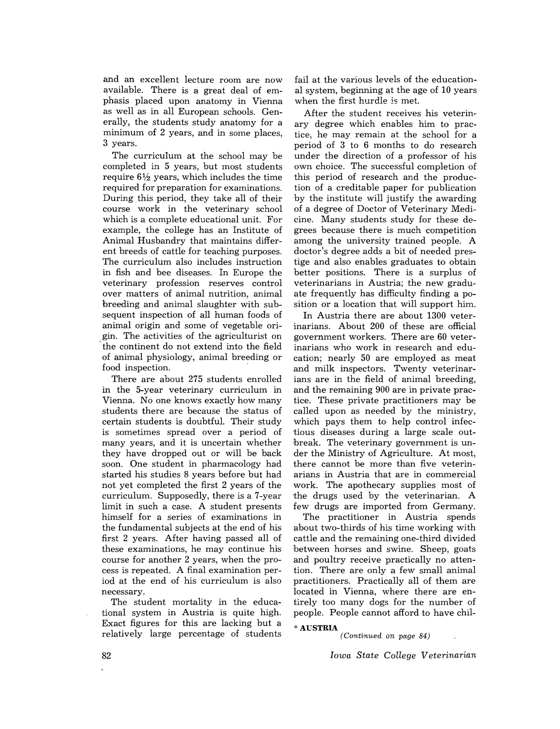and an excellent lecture room are now available. There is a great deal of emphasis placed upon anatomy in Vienna as well as in all European schools. Generally, the students study anatomy for a minimum of 2 years, and in some places, 3 years.

The curriculum at the school may be completed in 5 years, but most students require 6½ years, which includes the time required for preparation for examinations. During this period, they take all of their course work in the veterinary school which is a complete educational unit. For example, the college has an Institute of Animal Husbandry that maintains different breeds of cattle for teaching purposes. The curriculum also includes instruction in fish and bee diseases. In Europe the veterinary profession reserves control over matters of animal nutrition, animal breeding and animal slaughter with subsequent inspection of all human foods of animal origin and some of vegetable origin. The activities of the agriculturist on the continent do not extend into the field of animal physiology, animal breeding or food inspection.

There are about 275 students enrolled in the 5-year veterinary curriculum in Vienna. No one knows exactly how many students there are because the status of certain students is doubtful. Their study is sometimes spread over a period of many years, and it is uncertain whether they have dropped out or will be back soon. One student in pharmacology had started his studies 8 years before but had not yet completed the first 2 years of the curriculum. Supposedly, there is a 7-year limit in such a case. A student presents himself for a series of examinations in the fundamental subjects at the end of his first 2 years. After having passed all of these examinations, he may continue his course for another 2 years, when the process is repeated. A final examination period at the end of his curriculum is also necessary.

The student mortality in the educational system in Austria is quite high. Exact figures for this are lacking but a relatively large percentage of students fail at the various levels of the educational system, beginning at the age of 10 years when the first hurdle is met.

After the student receives his veterinary degree which enables him to practice, he may remain at the school for a period of 3 to 6 months to do research under the direction of a professor of his own choice. The successful completion of this period of research and the production of a creditable paper for publication by the institute will justify the awarding of a degree of Doctor of Veterinary Medicine. Many students study for these degrees because there is much competition among the university trained people. A doctor's degree adds a bit of needed prestige and also enables graduates to obtain better positions. There is a surplus of veterinarians in Austria; the new graduate frequently has difficulty finding a position or a location that will support him.

In Austria there are about 1300 veterinarians. About 200 of these are official government workers. There are 60 veterinarians who work in research and education; nearly 50 are employed as meat and milk inspectors. Twenty veterinarians are in the field of animal breeding, and the remaining 900 are in private practice. These private practitioners may be called upon as needed by the ministry, which pays them to help control infectious diseases during a large scale outbreak. The veterinary government is under the Ministry of Agriculture. At most, there cannot be more than five veterinarians in Austria that are in commercial work. The apothecary supplies most of the drugs used by the veterinarian. A few drugs are imported from Germany.

The practitioner in Austria spends about two-thirds of his time working with cattle and the remaining one-third divided between horses and swine. Sheep, goats and poultry receive practically no attention. There are only a few small animal practitioners. Practically all of them are located in Vienna, where there are entirely too many dogs for the number of people. People cannot afford to have chil-

\* **AUSTRIA**

*(Continued on page 84)*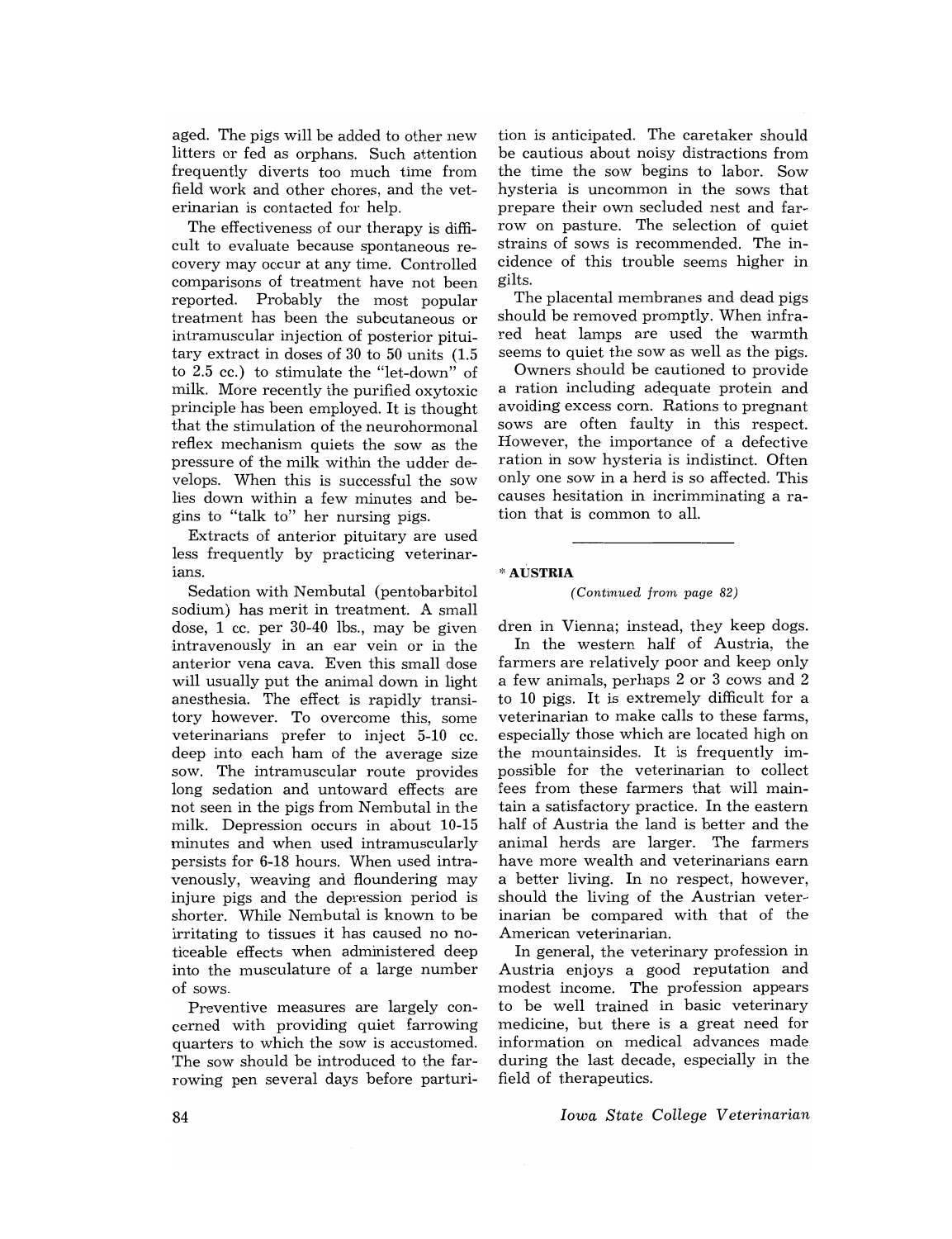aged. The pigs will be added to other new litters or fed as orphans. Such attention frequently diverts too much time from field work and other chores, and the veterinarian is contacted for help.

The effectiveness of our therapy is difficult to evaluate because spontaneous recovery may occur at any time. Controlled comparisons of treatment have not been reported. Probably the most popular treatment has been the subcutaneous or intramuscular injection of posterior pituitary extract in doses of 30 to 50 units (1.5 to 2.5 cc.) to stimulate the "let-down" of milk. More recently the purified oxytoxic principle has been employed. It is thought that the stimulation of the neurohormonal reflex mechanism quiets the sow as the pressure of the milk within the udder develops. When this is successful the sow lies down within a few minutes and begins to "talk to" her nursing pigs.

Extracts of anterior pituitary are used less frequently by practicing veterinarians.

Sedation with Nembutal (pentobarbitol sodium) has merit in treatment. A small dose, 1 cc. per 30-40 lbs., may be given intravenously in an ear vein or in the anterior vena cava. Even this small dose will usually put the animal down in light anesthesia. The effect is rapidly transitory however. To overcome this, some veterinarians prefer to inject 5-10 cc. deep into each ham of the average size sow. The intramuscular route provides long sedation and untoward effects are not seen in the pigs from Nembutal in the milk. Depression occurs in about 10-15 minutes and when used intramuscularly persists for 6-18 hours. When used intravenously, weaving and floundering may injure pigs and the depression period is shorter. While Nembutal is known to be irritating to tissues it has caused no noticeable effects when administered deep into the musculature of a large number of sows.

Preventive measures are largely concerned with providing quiet farrowing quarters to which the sow is accustomed. The sow should be introduced to the farrowing pen several days before parturition is anticipated. The caretaker should be cautious about noisy distractions from the time the sow begins to labor. Sow hysteria is uncommon in the sows that prepare their own secluded nest and farrow on pasture. The selection of quiet strains of sows is recommended. The incidence of this trouble seems higher in gilts.

The placental membranes and dead pigs should be removed promptly. When infrared heat lamps are used the warmth seems to quiet the sow as well as the pigs.

Owners should be cautioned to provide a ration including adequate protein and avoiding excess corn. Rations to pregnant sows are often faulty in this respect. However, the importance of a defective ration in sow hysteria is indistinct. Often only one sow in a herd is so affected. This causes hesitation in incrimminating a ration that is common to all.

---

\* **AUSTRIA**

*(Continued from page 82)*

dren in Vienna; instead, they keep dogs.

In the western half of Austria, the farmers are relatively poor and keep only a few animals, perhaps 2 or 3 cows and 2 to 10 pigs. It is extremely difficult for a veterinarian to make calls to these farms, especially those which are located high on the mountainsides. It is frequently impossible for the veterinarian to collect fees from these farmers that will maintain a satisfactory practice. In the eastern half of Austria the land is better and the animal herds are larger. The farmers have more wealth and veterinarians earn a better living. In no respect, however, should the living of the Austrian veterinarian be compared with that of the American veterinarian.

In general, the veterinary profession in Austria enjoys a good reputation and modest income. The profession appears to be well trained in basic veterinary medicine, but there is a great need for information on medical advances made during the last decade, especially in the field of therapeutics.